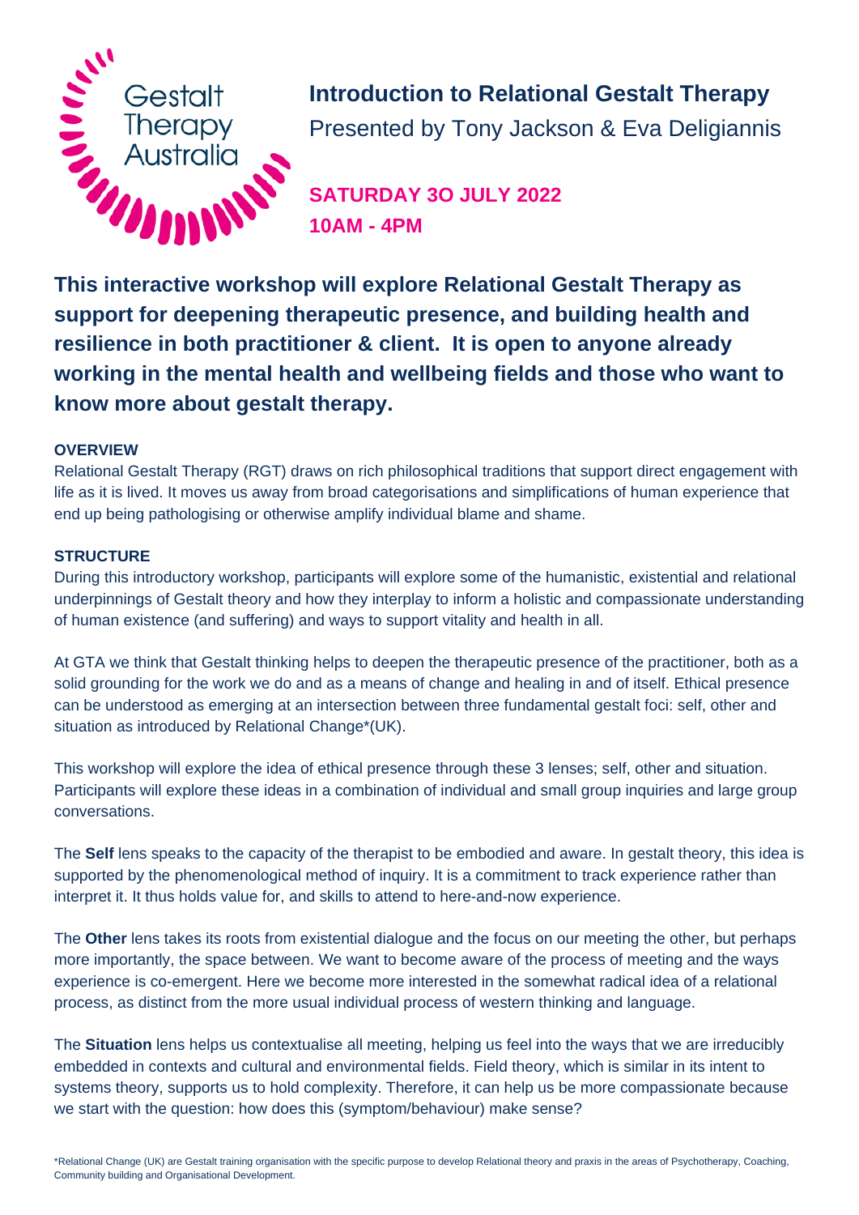Gestalt Therapy Australia

# Introduction to Relational Gestalt Therapy

Presented by Tony Jackson & Eva Deligiannis

**SATURDAY 3O JULY 2022**
**10AM - 4PM**

**This interactive workshop will explore Relational Gestalt Therapy as support for deepening therapeutic presence, and building health and resilience in both practitioner & client. It is open to anyone already working in the mental health and wellbeing fields and those who want to know more about gestalt therapy.**

**OVERVIEW**

Relational Gestalt Therapy (RGT) draws on rich philosophical traditions that support direct engagement with life as it is lived. It moves us away from broad categorisations and simplifications of human experience that end up being pathologising or otherwise amplify individual blame and shame.

**STRUCTURE**

During this introductory workshop, participants will explore some of the humanistic, existential and relational underpinnings of Gestalt theory and how they interplay to inform a holistic and compassionate understanding of human existence (and suffering) and ways to support vitality and health in all.

At GTA we think that Gestalt thinking helps to deepen the therapeutic presence of the practitioner, both as a solid grounding for the work we do and as a means of change and healing in and of itself. Ethical presence can be understood as emerging at an intersection between three fundamental gestalt foci: self, other and situation as introduced by Relational Change*(UK).

This workshop will explore the idea of ethical presence through these 3 lenses; self, other and situation. Participants will explore these ideas in a combination of individual and small group inquiries and large group conversations.

The **Self** lens speaks to the capacity of the therapist to be embodied and aware. In gestalt theory, this idea is supported by the phenomenological method of inquiry. It is a commitment to track experience rather than interpret it. It thus holds value for, and skills to attend to here-and-now experience.

The **Other** lens takes its roots from existential dialogue and the focus on our meeting the other, but perhaps more importantly, the space between. We want to become aware of the process of meeting and the ways experience is co-emergent. Here we become more interested in the somewhat radical idea of a relational process, as distinct from the more usual individual process of western thinking and language.

The **Situation** lens helps us contextualise all meeting, helping us feel into the ways that we are irreducibly embedded in contexts and cultural and environmental fields. Field theory, which is similar in its intent to systems theory, supports us to hold complexity. Therefore, it can help us be more compassionate because we start with the question: how does this (symptom/behaviour) make sense?

*Relational Change (UK) are Gestalt training organisation with the specific purpose to develop Relational theory and praxis in the areas of Psychotherapy, Coaching, Community building and Organisational Development.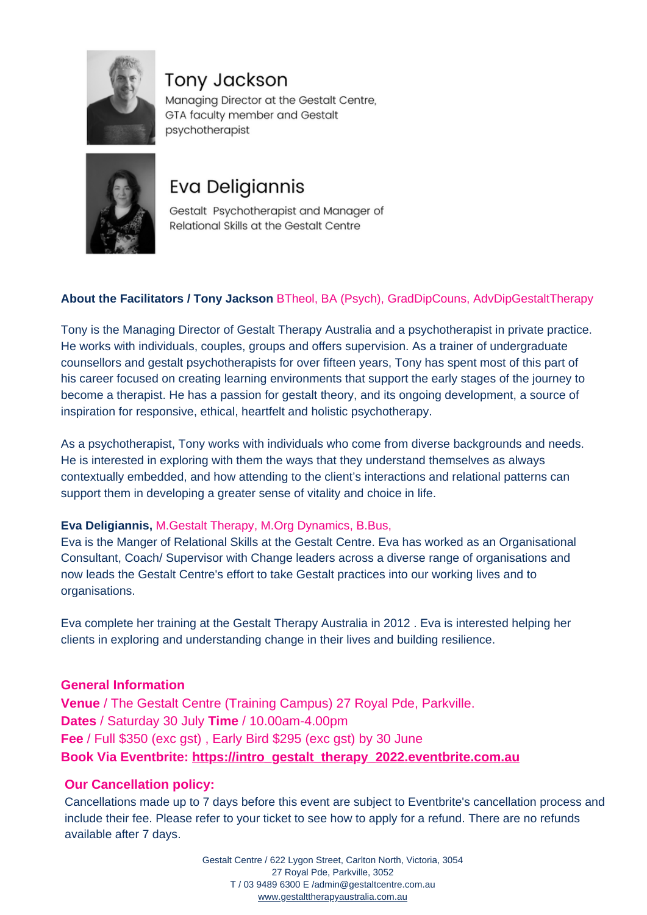## Tony Jackson

Managing Director at the Gestalt Centre, GTA faculty member and Gestalt psychotherapist

## Eva Deligiannis

Gestalt Psychotherapist and Manager of Relational Skills at the Gestalt Centre

**About the Facilitators / Tony Jackson** BTheol, BA (Psych), GradDipCouns, AdvDipGestaltTherapy

Tony is the Managing Director of Gestalt Therapy Australia and a psychotherapist in private practice. He works with individuals, couples, groups and offers supervision. As a trainer of undergraduate counsellors and gestalt psychotherapists for over fifteen years, Tony has spent most of this part of his career focused on creating learning environments that support the early stages of the journey to become a therapist. He has a passion for gestalt theory, and its ongoing development, a source of inspiration for responsive, ethical, heartfelt and holistic psychotherapy.

As a psychotherapist, Tony works with individuals who come from diverse backgrounds and needs. He is interested in exploring with them the ways that they understand themselves as always contextually embedded, and how attending to the client's interactions and relational patterns can support them in developing a greater sense of vitality and choice in life.

**Eva Deligiannis,** M.Gestalt Therapy, M.Org Dynamics, B.Bus,
Eva is the Manger of Relational Skills at the Gestalt Centre. Eva has worked as an Organisational Consultant, Coach/ Supervisor with Change leaders across a diverse range of organisations and now leads the Gestalt Centre's effort to take Gestalt practices into our working lives and to organisations.

Eva complete her training at the Gestalt Therapy Australia in 2012 . Eva is interested helping her clients in exploring and understanding change in their lives and building resilience.

**General Information**
**Venue** / The Gestalt Centre (Training Campus) 27 Royal Pde, Parkville.
**Dates** / Saturday 30 July **Time** / 10.00am-4.00pm
**Fee** / Full $350 (exc gst) , Early Bird $295 (exc gst) by 30 June
**Book Via Eventbrite: https://intro_gestalt_therapy_2022.eventbrite.com.au**

**Our Cancellation policy:**
Cancellations made up to 7 days before this event are subject to Eventbrite's cancellation process and include their fee. Please refer to your ticket to see how to apply for a refund. There are no refunds available after 7 days.

Gestalt Centre / 622 Lygon Street, Carlton North, Victoria, 3054
27 Royal Pde, Parkville, 3052
T / 03 9489 6300 E /admin@gestaltcentre.com.au
www.gestalttherapyaustralia.com.au